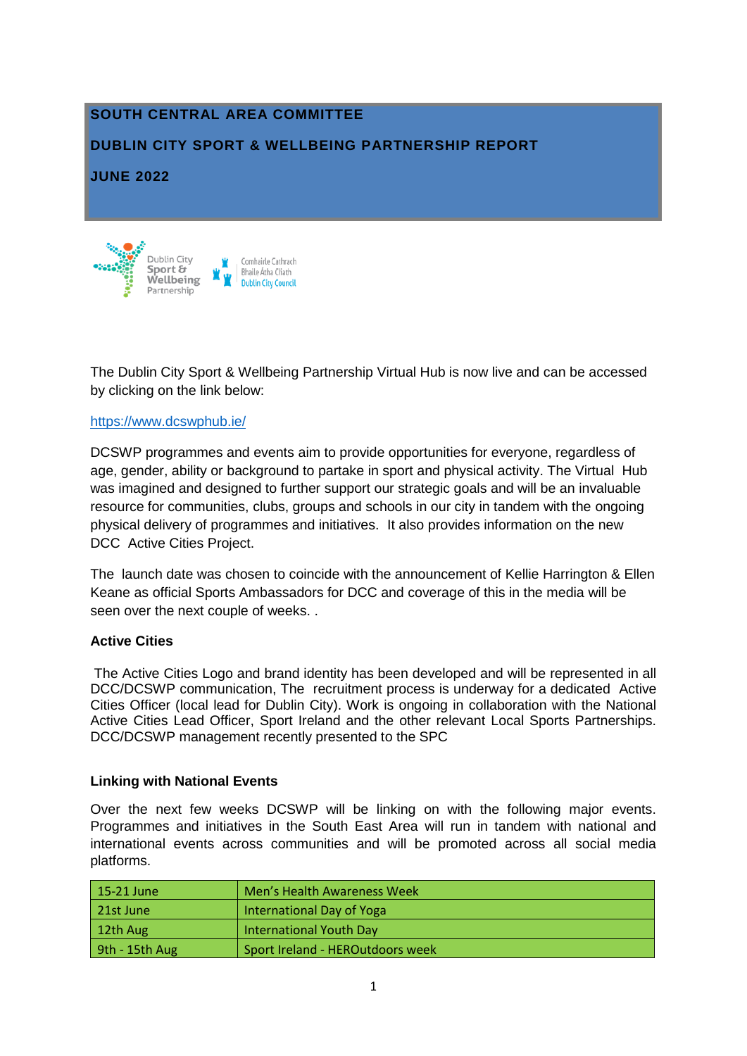# SOUTH CENTRAL AREA COMMITTEE

# DUBLIN CITY SPORT & WELLBEING PARTNERSHIP REPORT

# JUNE 2022

The Dublin City Sport & Wellbeing Partnership Virtual Hub is now live and can be accessed by clicking on the link below:

https://www.dcswphub.ie/

DCSWP programmes and events aim to provide opportunities for everyone, regardless of age, gender, ability or background to partake in sport and physical activity. The Virtual Hub was imagined and designed to further support our strategic goals and will be an invaluable resource for communities, clubs, groups and schools in our city in tandem with the ongoing physical delivery of programmes and initiatives. It also provides information on the new DCC Active Cities Project.

The launch date was chosen to coincide with the announcement of Kellie Harrington & Ellen Keane as official Sports Ambassadors for DCC and coverage of this in the media will be seen over the next couple of weeks. .

### Active Cities

The Active Cities Logo and brand identity has been developed and will be represented in all DCC/DCSWP communication, The recruitment process is underway for a dedicated Active Cities Officer (local lead for Dublin City). Work is ongoing in collaboration with the National Active Cities Lead Officer, Sport Ireland and the other relevant Local Sports Partnerships. DCC/DCSWP management recently presented to the SPC

### Linking with National Events

Over the next few weeks DCSWP will be linking on with the following major events. Programmes and initiatives in the South East Area will run in tandem with national and international events across communities and will be promoted across all social media platforms.

| | |
|---|---|
| 15-21 June | Men's Health Awareness Week |
| 21st June | International Day of Yoga |
| 12th Aug | International Youth Day |
| 9th - 15th Aug | Sport Ireland - HEROutdoors week |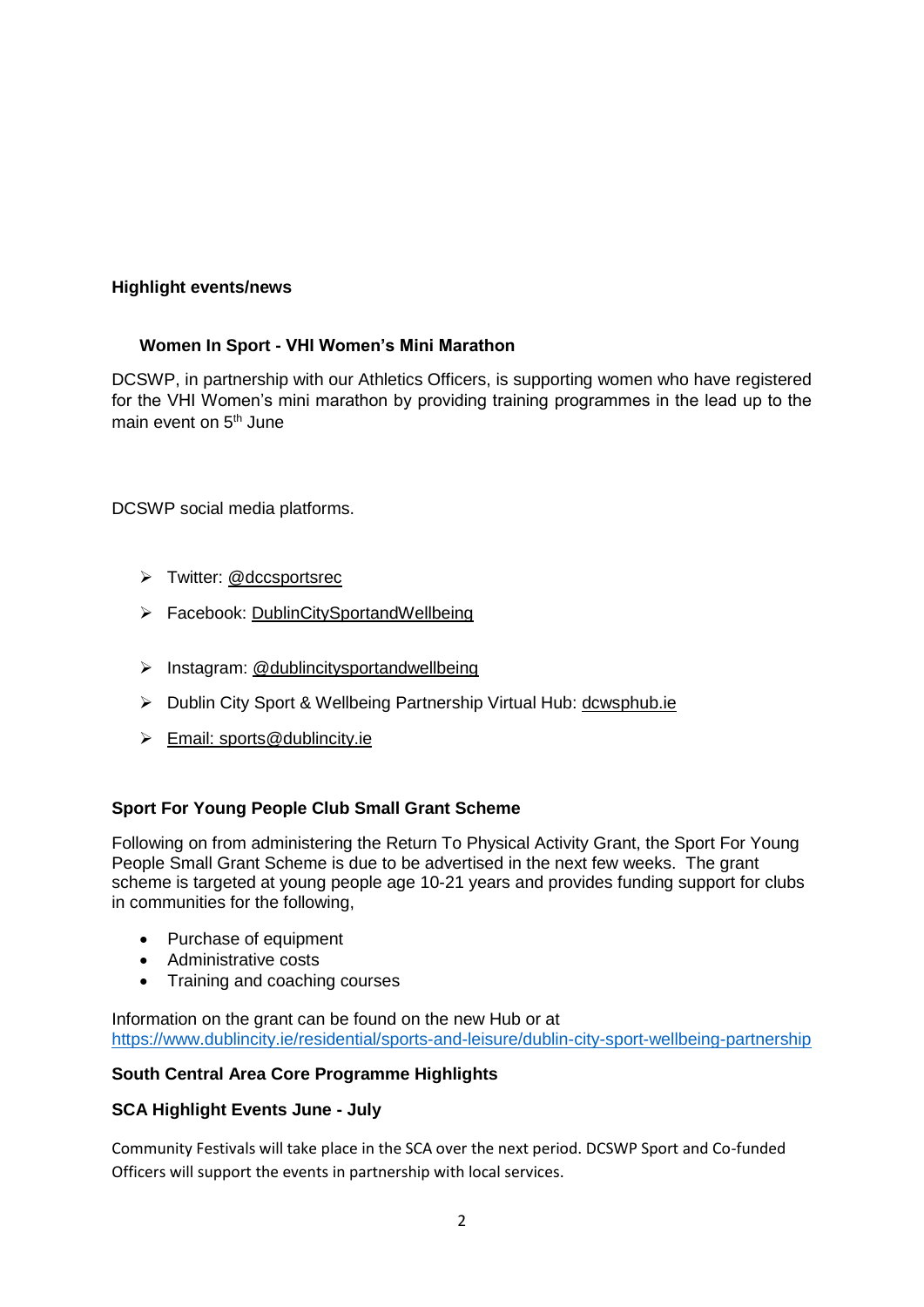**Highlight events/news**

**Women In Sport - VHI Women's Mini Marathon**

DCSWP, in partnership with our Athletics Officers, is supporting women who have registered for the VHI Women's mini marathon by providing training programmes in the lead up to the main event on 5th June

DCSWP social media platforms.

- Twitter: @dccsportsrec
- Facebook: DublinCitySportandWellbeing
- Instagram: @dublincitysportandwellbeing
- Dublin City Sport & Wellbeing Partnership Virtual Hub: dcwsphub.ie
- Email: sports@dublincity.ie

**Sport For Young People Club Small Grant Scheme**

Following on from administering the Return To Physical Activity Grant, the Sport For Young People Small Grant Scheme is due to be advertised in the next few weeks. The grant scheme is targeted at young people age 10-21 years and provides funding support for clubs in communities for the following,

- Purchase of equipment
- Administrative costs
- Training and coaching courses

Information on the grant can be found on the new Hub or at https://www.dublincity.ie/residential/sports-and-leisure/dublin-city-sport-wellbeing-partnership

**South Central Area Core Programme Highlights**

**SCA Highlight Events June - July**

Community Festivals will take place in the SCA over the next period. DCSWP Sport and Co-funded Officers will support the events in partnership with local services.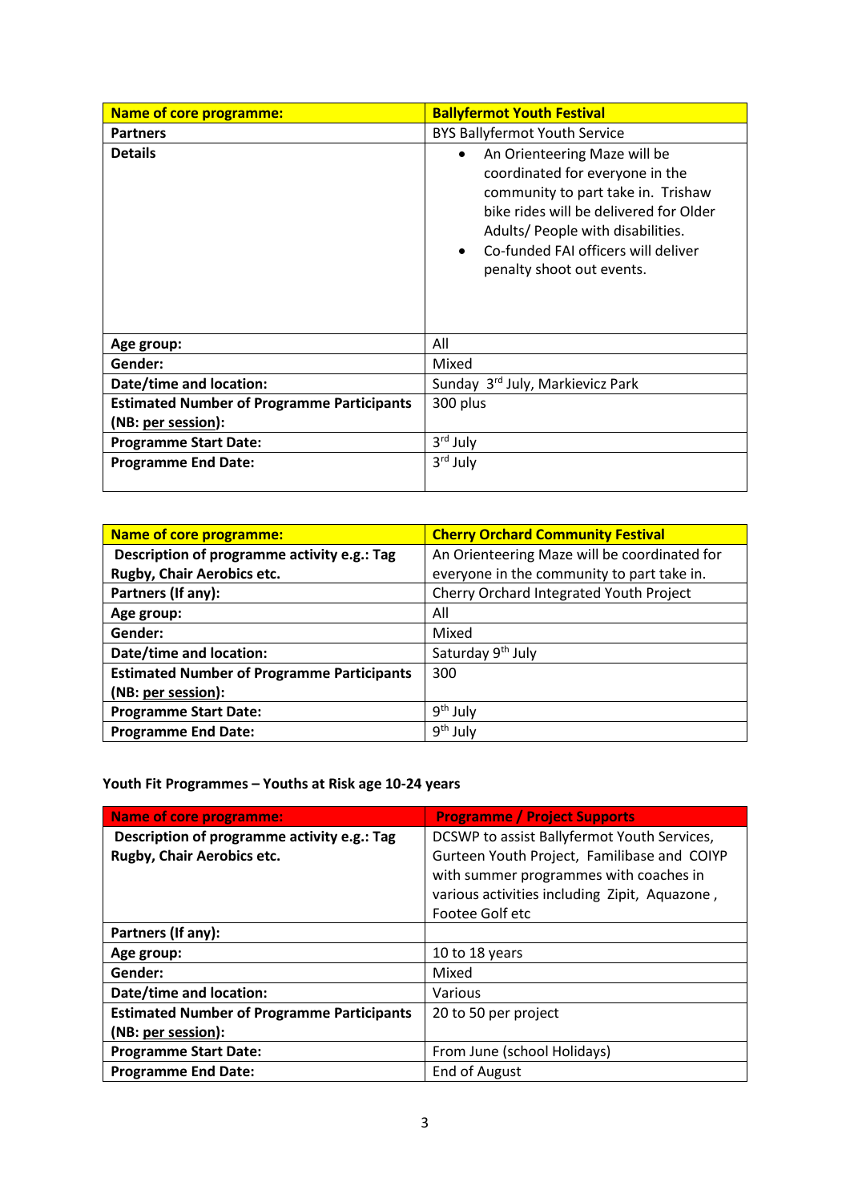| Name of core programme: | Ballyfermot Youth Festival |
|---|---|
| **Partners** | BYS Ballyfermot Youth Service |
| **Details** | • An Orienteering Maze will be coordinated for everyone in the community to part take in. Trishaw bike rides will be delivered for Older Adults/ People with disabilities. • Co-funded FAI officers will deliver penalty shoot out events. |
| **Age group:** | All |
| **Gender:** | Mixed |
| **Date/time and location:** | Sunday 3rd July, Markievicz Park |
| **Estimated Number of Programme Participants (NB: per session):** | 300 plus |
| **Programme Start Date:** | 3rd July |
| **Programme End Date:** | 3rd July |

| Name of core programme: | Cherry Orchard Community Festival |
|---|---|
| **Description of programme activity e.g.: Tag Rugby, Chair Aerobics etc.** | An Orienteering Maze will be coordinated for everyone in the community to part take in. |
| **Partners (If any):** | Cherry Orchard Integrated Youth Project |
| **Age group:** | All |
| **Gender:** | Mixed |
| **Date/time and location:** | Saturday 9th July |
| **Estimated Number of Programme Participants (NB: per session):** | 300 |
| **Programme Start Date:** | 9th July |
| **Programme End Date:** | 9th July |

**Youth Fit Programmes – Youths at Risk age 10-24 years**

| Name of core programme: | Programme / Project Supports |
|---|---|
| **Description of programme activity e.g.: Tag Rugby, Chair Aerobics etc.** | DCSWP to assist Ballyfermot Youth Services, Gurteen Youth Project, Familibase and COIYP with summer programmes with coaches in various activities including Zipit, Aquazone , Footee Golf etc |
| **Partners (If any):** | |
| **Age group:** | 10 to 18 years |
| **Gender:** | Mixed |
| **Date/time and location:** | Various |
| **Estimated Number of Programme Participants (NB: per session):** | 20 to 50 per project |
| **Programme Start Date:** | From June (school Holidays) |
| **Programme End Date:** | End of August |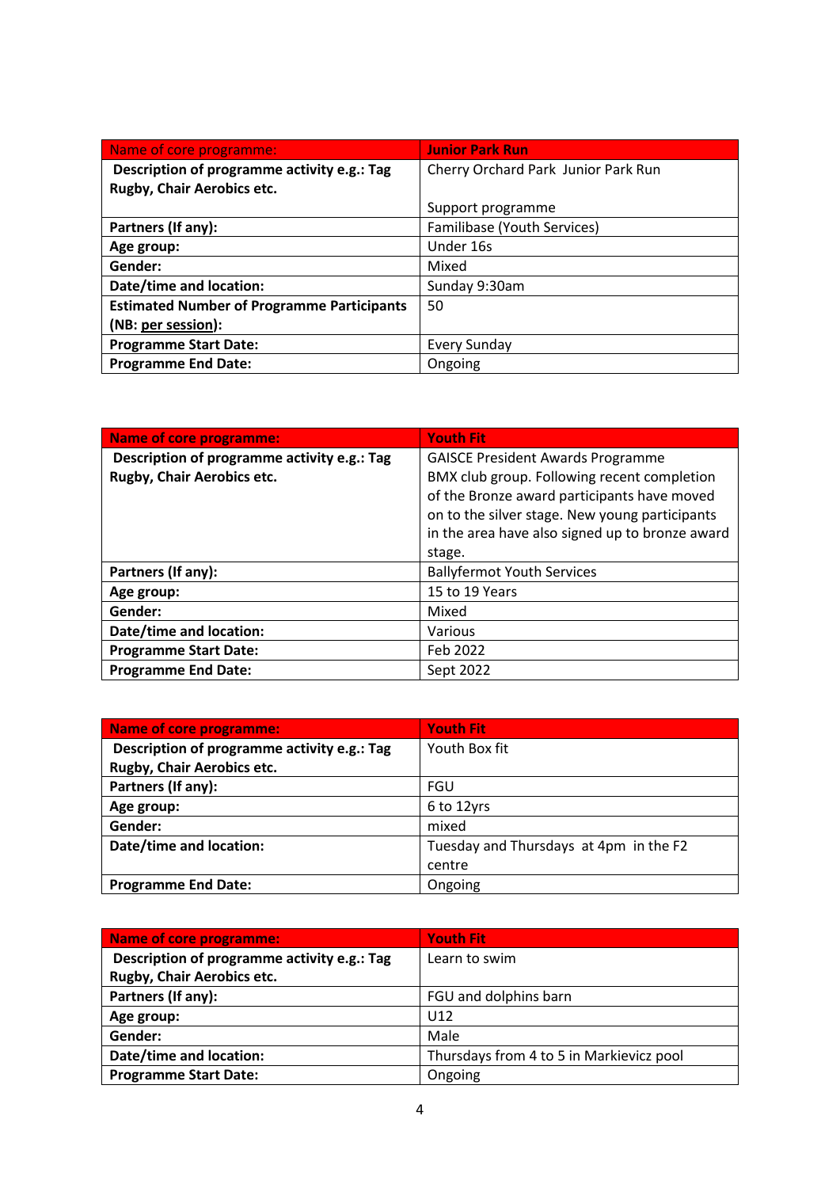| Name of core programme: | **Junior Park Run** |
|---|---|
| **Description of programme activity e.g.: Tag Rugby, Chair Aerobics etc.** | Cherry Orchard Park  Junior Park Run<br><br>Support programme |
| **Partners (If any):** | Familibase (Youth Services) |
| **Age group:** | Under 16s |
| **Gender:** | Mixed |
| **Date/time and location:** | Sunday 9:30am |
| **Estimated Number of Programme Participants (NB: per session):** | 50 |
| **Programme Start Date:** | Every Sunday |
| **Programme End Date:** | Ongoing |

| **Name of core programme:** | **Youth Fit** |
|---|---|
| **Description of programme activity e.g.: Tag Rugby, Chair Aerobics etc.** | GAISCE President Awards Programme BMX club group. Following recent completion of the Bronze award participants have moved on to the silver stage. New young participants in the area have also signed up to bronze award stage. |
| **Partners (If any):** | Ballyfermot Youth Services |
| **Age group:** | 15 to 19 Years |
| **Gender:** | Mixed |
| **Date/time and location:** | Various |
| **Programme Start Date:** | Feb 2022 |
| **Programme End Date:** | Sept 2022 |

| **Name of core programme:** | **Youth Fit** |
|---|---|
| **Description of programme activity e.g.: Tag Rugby, Chair Aerobics etc.** | Youth Box fit |
| **Partners (If any):** | FGU |
| **Age group:** | 6 to 12yrs |
| **Gender:** | mixed |
| **Date/time and location:** | Tuesday and Thursdays  at 4pm  in the F2 centre |
| **Programme End Date:** | Ongoing |

| **Name of core programme:** | **Youth Fit** |
|---|---|
| **Description of programme activity e.g.: Tag Rugby, Chair Aerobics etc.** | Learn to swim |
| **Partners (If any):** | FGU and dolphins barn |
| **Age group:** | U12 |
| **Gender:** | Male |
| **Date/time and location:** | Thursdays from 4 to 5 in Markievicz pool |
| **Programme Start Date:** | Ongoing |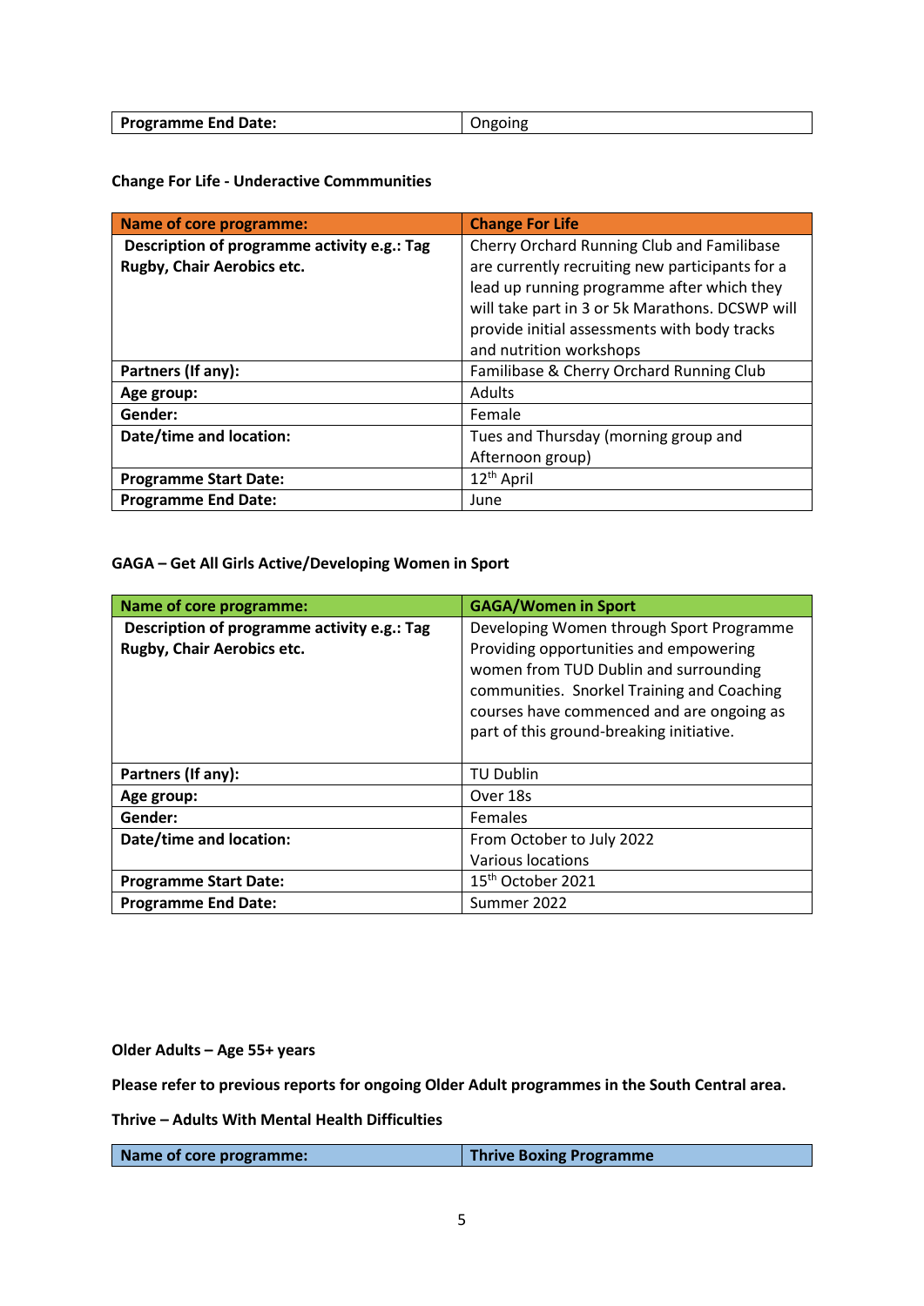| Programme End Date: | Ongoing |
|---|---|

**Change For Life - Underactive Commmunities**

| Name of core programme: | Change For Life |
|---|---|
| Description of programme activity e.g.: Tag Rugby, Chair Aerobics etc. | Cherry Orchard Running Club and Familibase are currently recruiting new participants for a lead up running programme after which they will take part in 3 or 5k Marathons. DCSWP will provide initial assessments with body tracks and nutrition workshops |
| Partners (If any): | Familibase & Cherry Orchard Running Club |
| Age group: | Adults |
| Gender: | Female |
| Date/time and location: | Tues and Thursday (morning group and Afternoon group) |
| Programme Start Date: | 12th April |
| Programme End Date: | June |

**GAGA – Get All Girls Active/Developing Women in Sport**

| Name of core programme: | GAGA/Women in Sport |
|---|---|
| Description of programme activity e.g.: Tag Rugby, Chair Aerobics etc. | Developing Women through Sport Programme Providing opportunities and empowering women from TUD Dublin and surrounding communities. Snorkel Training and Coaching courses have commenced and are ongoing as part of this ground-breaking initiative. |
| Partners (If any): | TU Dublin |
| Age group: | Over 18s |
| Gender: | Females |
| Date/time and location: | From October to July 2022<br>Various locations |
| Programme Start Date: | 15th October 2021 |
| Programme End Date: | Summer 2022 |

**Older Adults – Age 55+ years**

**Please refer to previous reports for ongoing Older Adult programmes in the South Central area.**

**Thrive – Adults With Mental Health Difficulties**

| Name of core programme: | Thrive Boxing Programme |
|---|---|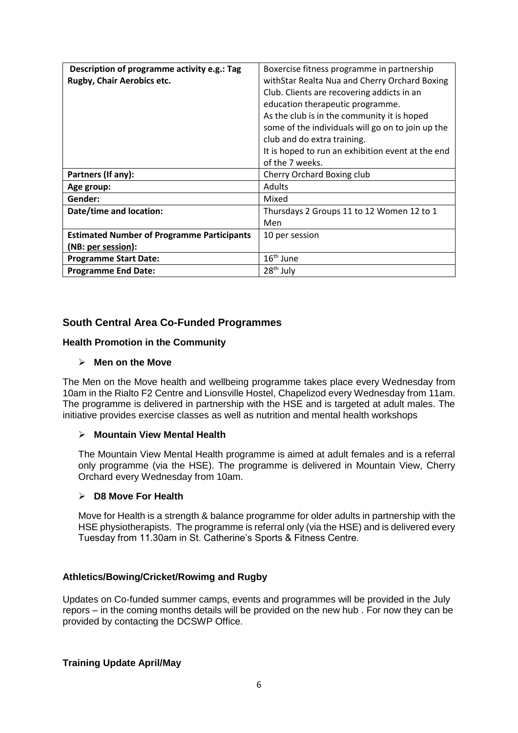| Description of programme activity e.g.: Tag Rugby, Chair Aerobics etc. | Boxercise fitness programme in partnership withStar Realta Nua and Cherry Orchard Boxing Club. Clients are recovering addicts in an education therapeutic programme. As the club is in the community it is hoped some of the individuals will go on to join up the club and do extra training. It is hoped to run an exhibition event at the end of the 7 weeks. |
|---|---|
| **Partners (If any):** | Cherry Orchard Boxing club |
| **Age group:** | Adults |
| **Gender:** | Mixed |
| **Date/time and location:** | Thursdays 2 Groups 11 to 12 Women 12 to 1 Men |
| **Estimated Number of Programme Participants (NB: per session):** | 10 per session |
| **Programme Start Date:** | 16th June |
| **Programme End Date:** | 28th July |

## South Central Area Co-Funded Programmes

### Health Promotion in the Community

- **Men on the Move**

The Men on the Move health and wellbeing programme takes place every Wednesday from 10am in the Rialto F2 Centre and Lionsville Hostel, Chapelizod every Wednesday from 11am. The programme is delivered in partnership with the HSE and is targeted at adult males. The initiative provides exercise classes as well as nutrition and mental health workshops

- **Mountain View Mental Health**

The Mountain View Mental Health programme is aimed at adult females and is a referral only programme (via the HSE). The programme is delivered in Mountain View, Cherry Orchard every Wednesday from 10am.

- **D8 Move For Health**

Move for Health is a strength & balance programme for older adults in partnership with the HSE physiotherapists. The programme is referral only (via the HSE) and is delivered every Tuesday from 11.30am in St. Catherine's Sports & Fitness Centre.

### Athletics/Bowing/Cricket/Rowimg and Rugby

Updates on Co-funded summer camps, events and programmes will be provided in the July repors – in the coming months details will be provided on the new hub . For now they can be provided by contacting the DCSWP Office.

### Training Update April/May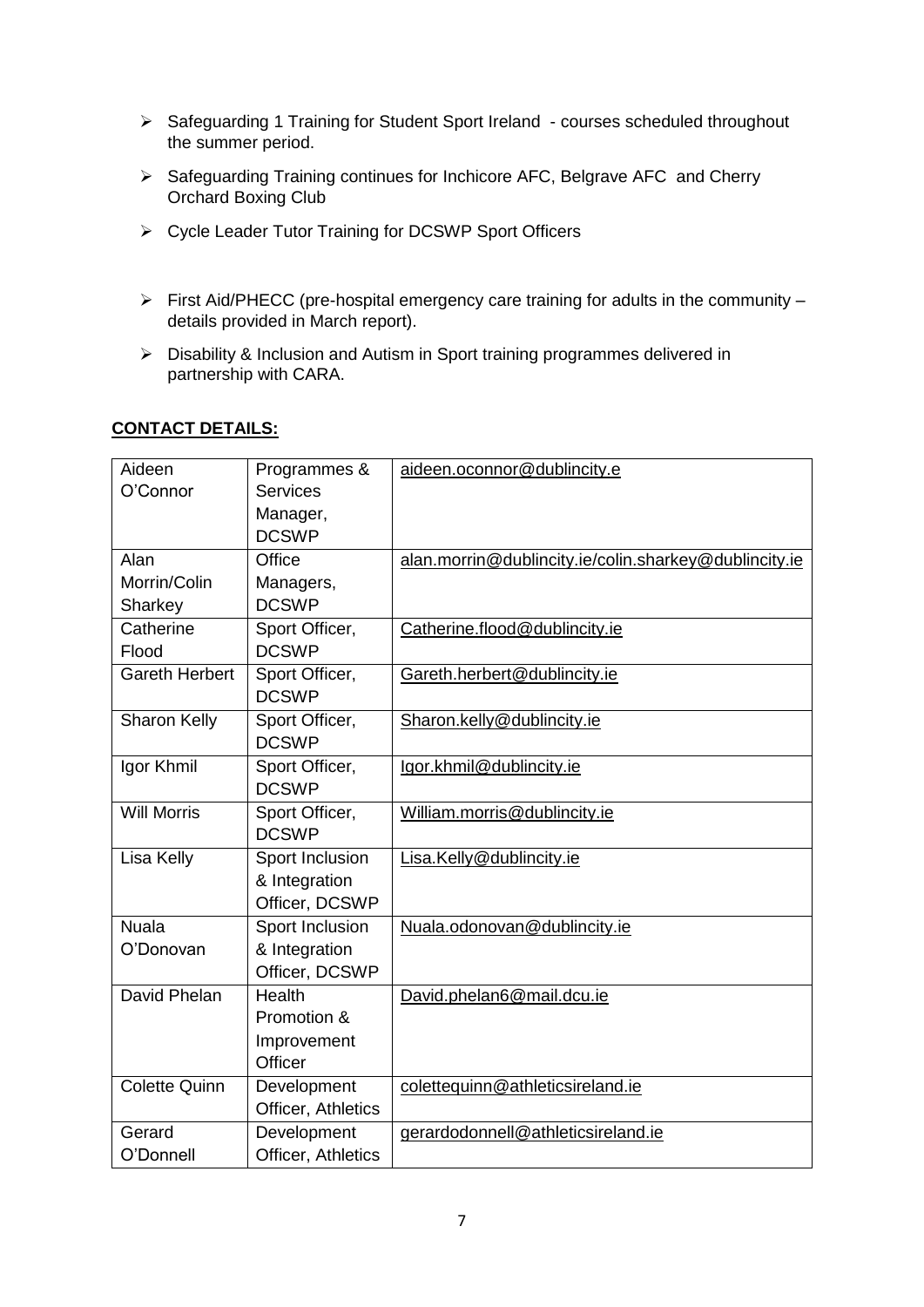- Safeguarding 1 Training for Student Sport Ireland - courses scheduled throughout the summer period.
- Safeguarding Training continues for Inchicore AFC, Belgrave AFC and Cherry Orchard Boxing Club
- Cycle Leader Tutor Training for DCSWP Sport Officers
- First Aid/PHECC (pre-hospital emergency care training for adults in the community – details provided in March report).
- Disability & Inclusion and Autism in Sport training programmes delivered in partnership with CARA.

**CONTACT DETAILS:**

| | | |
|---|---|---|
| Aideen O'Connor | Programmes & Services Manager, DCSWP | aideen.oconnor@dublincity.e |
| Alan Morrin/Colin Sharkey | Office Managers, DCSWP | alan.morrin@dublincity.ie/colin.sharkey@dublincity.ie |
| Catherine Flood | Sport Officer, DCSWP | Catherine.flood@dublincity.ie |
| Gareth Herbert | Sport Officer, DCSWP | Gareth.herbert@dublincity.ie |
| Sharon Kelly | Sport Officer, DCSWP | Sharon.kelly@dublincity.ie |
| Igor Khmil | Sport Officer, DCSWP | Igor.khmil@dublincity.ie |
| Will Morris | Sport Officer, DCSWP | William.morris@dublincity.ie |
| Lisa Kelly | Sport Inclusion & Integration Officer, DCSWP | Lisa.Kelly@dublincity.ie |
| Nuala O'Donovan | Sport Inclusion & Integration Officer, DCSWP | Nuala.odonovan@dublincity.ie |
| David Phelan | Health Promotion & Improvement Officer | David.phelan6@mail.dcu.ie |
| Colette Quinn | Development Officer, Athletics | colettequinn@athleticsireland.ie |
| Gerard O'Donnell | Development Officer, Athletics | gerardodonnell@athleticsireland.ie |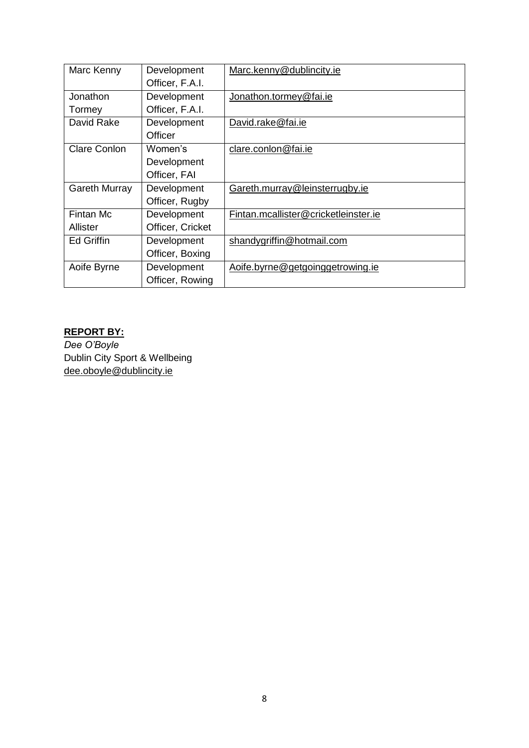| | | |
|---|---|---|
| Marc Kenny | Development Officer, F.A.I. | Marc.kenny@dublincity.ie |
| Jonathon Tormey | Development Officer, F.A.I. | Jonathon.tormey@fai.ie |
| David Rake | Development Officer | David.rake@fai.ie |
| Clare Conlon | Women's Development Officer, FAI | clare.conlon@fai.ie |
| Gareth Murray | Development Officer, Rugby | Gareth.murray@leinsterrugby.ie |
| Fintan Mc Allister | Development Officer, Cricket | Fintan.mcallister@cricketleinster.ie |
| Ed Griffin | Development Officer, Boxing | shandygriffin@hotmail.com |
| Aoife Byrne | Development Officer, Rowing | Aoife.byrne@getgoinggetrowing.ie |

**REPORT BY:**

*Dee O'Boyle*
Dublin City Sport & Wellbeing
dee.oboyle@dublincity.ie